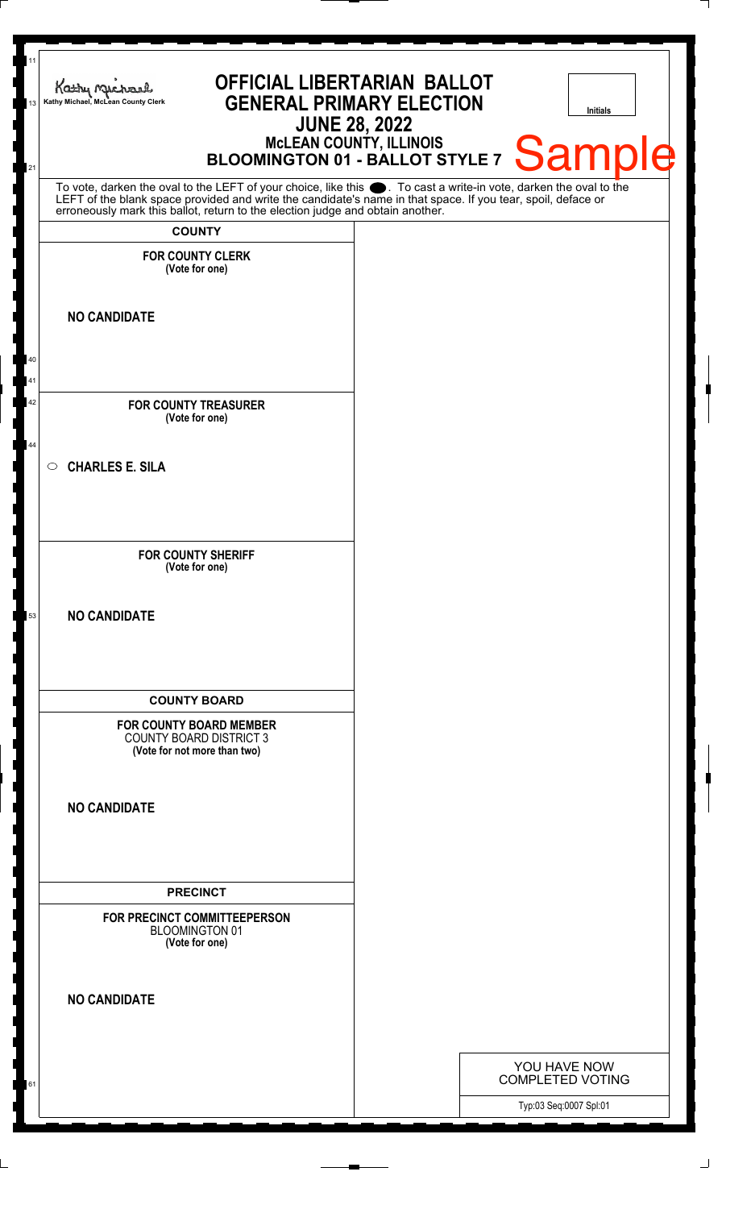Kathy Michael, McLean County Clerk

# OFFICIAL LIBERTARIAN BALLOT
## GENERAL PRIMARY ELECTION
## JUNE 28, 2022
### McLEAN COUNTY, ILLINOIS
### BLOOMINGTON 01 - BALLOT STYLE 7

Initials

Sample

To vote, darken the oval to the LEFT of your choice, like this ⬬. To cast a write-in vote, darken the oval to the LEFT of the blank space provided and write the candidate's name in that space. If you tear, spoil, deface or erroneously mark this ballot, return to the election judge and obtain another.

**COUNTY**

**FOR COUNTY CLERK**
**(Vote for one)**

**NO CANDIDATE**

**FOR COUNTY TREASURER**
**(Vote for one)**

○ **CHARLES E. SILA**

**FOR COUNTY SHERIFF**
**(Vote for one)**

**NO CANDIDATE**

**COUNTY BOARD**

**FOR COUNTY BOARD MEMBER**
COUNTY BOARD DISTRICT 3
**(Vote for not more than two)**

**NO CANDIDATE**

**PRECINCT**

**FOR PRECINCT COMMITTEEPERSON**
BLOOMINGTON 01
**(Vote for one)**

**NO CANDIDATE**

YOU HAVE NOW COMPLETED VOTING

Typ:03 Seq:0007 Spl:01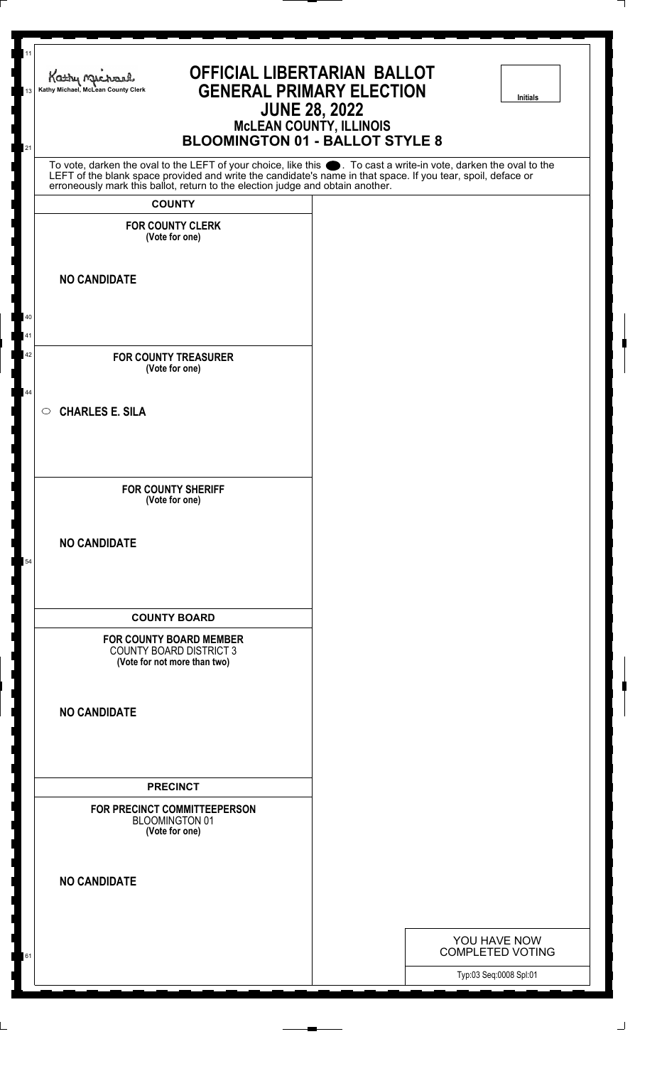Kathy Michael, McLean County Clerk

# OFFICIAL LIBERTARIAN BALLOT
## GENERAL PRIMARY ELECTION
## JUNE 28, 2022
### McLEAN COUNTY, ILLINOIS
### BLOOMINGTON 01 - BALLOT STYLE 8

Initials

To vote, darken the oval to the LEFT of your choice, like this ⬬. To cast a write-in vote, darken the oval to the LEFT of the blank space provided and write the candidate's name in that space. If you tear, spoil, deface or erroneously mark this ballot, return to the election judge and obtain another.

**COUNTY**

**FOR COUNTY CLERK**
**(Vote for one)**

**NO CANDIDATE**

**FOR COUNTY TREASURER**
**(Vote for one)**

○ **CHARLES E. SILA**

**FOR COUNTY SHERIFF**
**(Vote for one)**

**NO CANDIDATE**

**COUNTY BOARD**

**FOR COUNTY BOARD MEMBER**
COUNTY BOARD DISTRICT 3
**(Vote for not more than two)**

**NO CANDIDATE**

**PRECINCT**

**FOR PRECINCT COMMITTEEPERSON**
BLOOMINGTON 01
**(Vote for one)**

**NO CANDIDATE**

YOU HAVE NOW COMPLETED VOTING

Typ:03 Seq:0008 Spl:01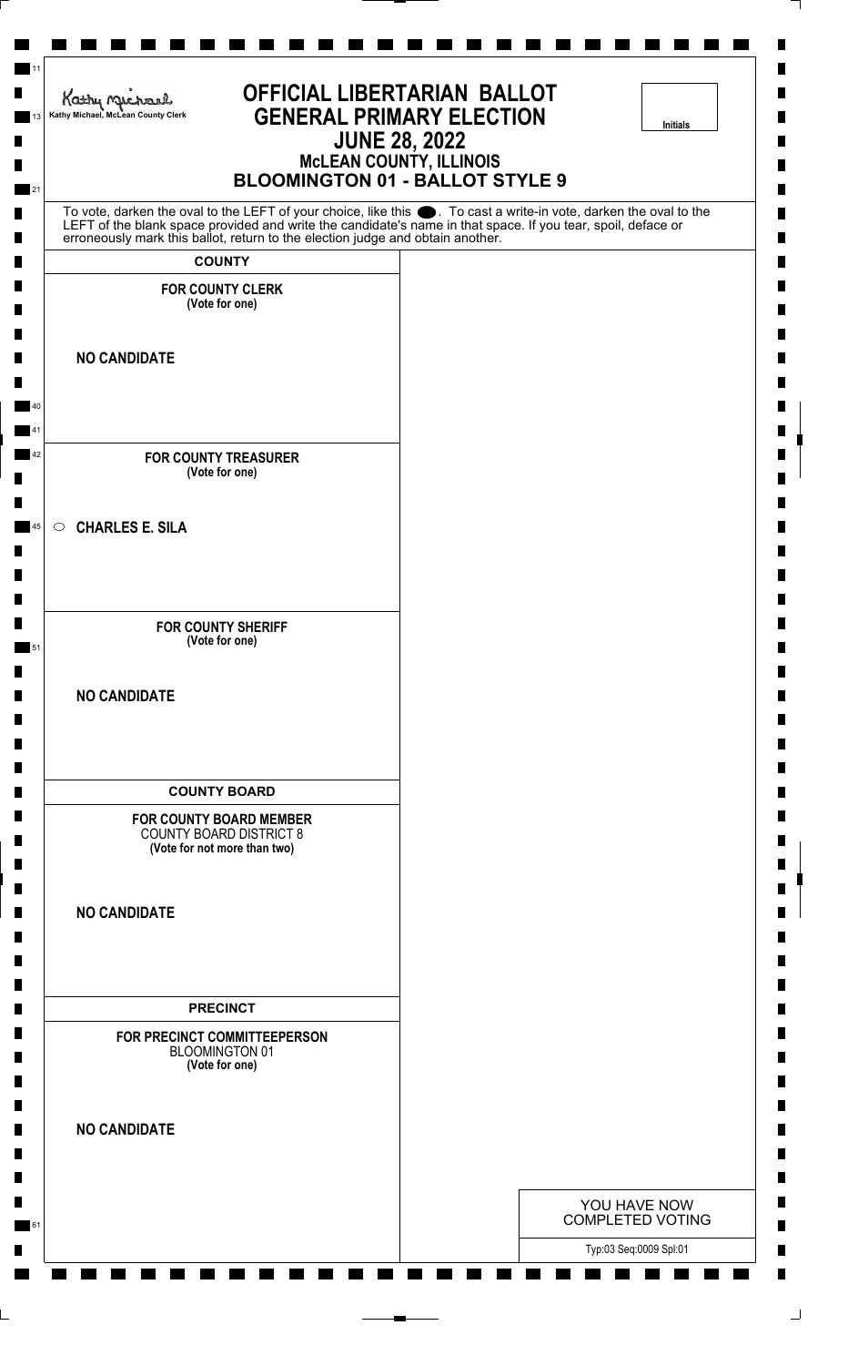Kathy Michael, McLean County Clerk

# OFFICIAL LIBERTARIAN BALLOT
# GENERAL PRIMARY ELECTION
## JUNE 28, 2022
### McLEAN COUNTY, ILLINOIS
### BLOOMINGTON 01 - BALLOT STYLE 9

Initials

To vote, darken the oval to the LEFT of your choice, like this ⬬. To cast a write-in vote, darken the oval to the LEFT of the blank space provided and write the candidate's name in that space. If you tear, spoil, deface or erroneously mark this ballot, return to the election judge and obtain another.

## COUNTY

**FOR COUNTY CLERK**
**(Vote for one)**

**NO CANDIDATE**

**FOR COUNTY TREASURER**
**(Vote for one)**

○ **CHARLES E. SILA**

**FOR COUNTY SHERIFF**
**(Vote for one)**

**NO CANDIDATE**

## COUNTY BOARD

**FOR COUNTY BOARD MEMBER**
COUNTY BOARD DISTRICT 8
**(Vote for not more than two)**

**NO CANDIDATE**

## PRECINCT

**FOR PRECINCT COMMITTEEPERSON**
BLOOMINGTON 01
**(Vote for one)**

**NO CANDIDATE**

YOU HAVE NOW COMPLETED VOTING

Typ:03 Seq:0009 Spl:01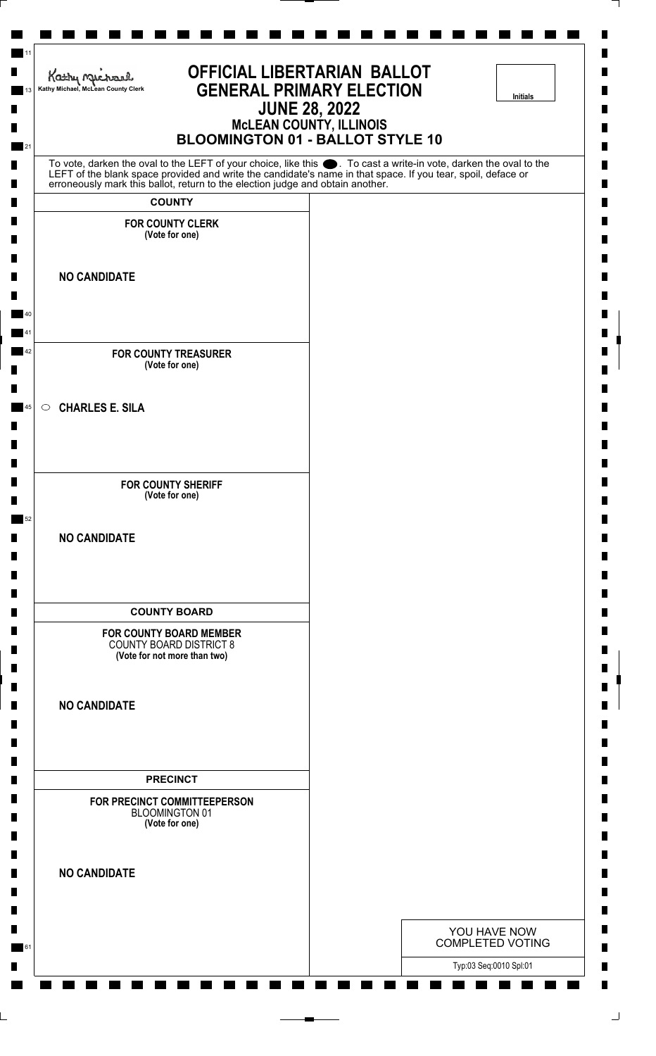Kathy Michael, McLean County Clerk

# OFFICIAL LIBERTARIAN BALLOT
## GENERAL PRIMARY ELECTION
## JUNE 28, 2022
### McLEAN COUNTY, ILLINOIS
### BLOOMINGTON 01 - BALLOT STYLE 10

Initials

To vote, darken the oval to the LEFT of your choice, like this ⬬. To cast a write-in vote, darken the oval to the LEFT of the blank space provided and write the candidate's name in that space. If you tear, spoil, deface or erroneously mark this ballot, return to the election judge and obtain another.

**COUNTY**

**FOR COUNTY CLERK**
**(Vote for one)**

**NO CANDIDATE**

**FOR COUNTY TREASURER**
**(Vote for one)**

○ **CHARLES E. SILA**

**FOR COUNTY SHERIFF**
**(Vote for one)**

**NO CANDIDATE**

**COUNTY BOARD**

**FOR COUNTY BOARD MEMBER**
COUNTY BOARD DISTRICT 8
**(Vote for not more than two)**

**NO CANDIDATE**

**PRECINCT**

**FOR PRECINCT COMMITTEEPERSON**
BLOOMINGTON 01
**(Vote for one)**

**NO CANDIDATE**

YOU HAVE NOW COMPLETED VOTING

Typ:03 Seq:0010 Spl:01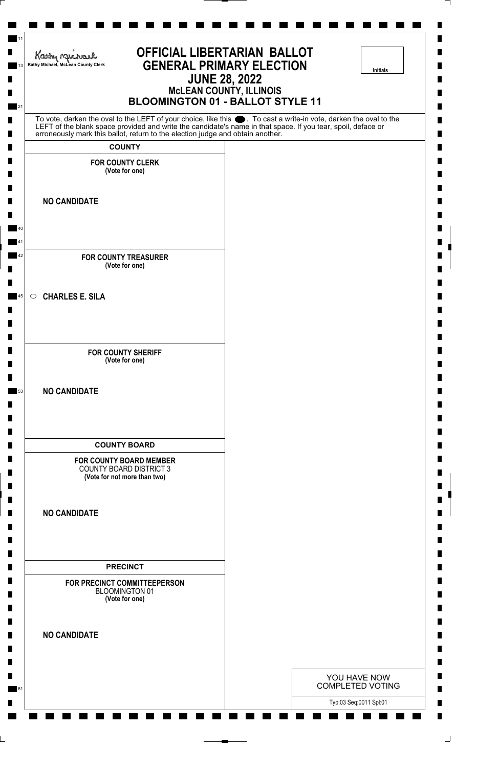Kathy Michael, McLean County Clerk

# OFFICIAL LIBERTARIAN BALLOT
## GENERAL PRIMARY ELECTION
## JUNE 28, 2022
### McLEAN COUNTY, ILLINOIS
### BLOOMINGTON 01 - BALLOT STYLE 11

Initials

To vote, darken the oval to the LEFT of your choice, like this ●. To cast a write-in vote, darken the oval to the LEFT of the blank space provided and write the candidate's name in that space. If you tear, spoil, deface or erroneously mark this ballot, return to the election judge and obtain another.

**COUNTY**

**FOR COUNTY CLERK**
**(Vote for one)**

**NO CANDIDATE**

**FOR COUNTY TREASURER**
**(Vote for one)**

○ **CHARLES E. SILA**

**FOR COUNTY SHERIFF**
**(Vote for one)**

**NO CANDIDATE**

**COUNTY BOARD**

**FOR COUNTY BOARD MEMBER**
COUNTY BOARD DISTRICT 3
**(Vote for not more than two)**

**NO CANDIDATE**

**PRECINCT**

**FOR PRECINCT COMMITTEEPERSON**
BLOOMINGTON 01
**(Vote for one)**

**NO CANDIDATE**

YOU HAVE NOW COMPLETED VOTING

Typ:03 Seq:0011 Spl:01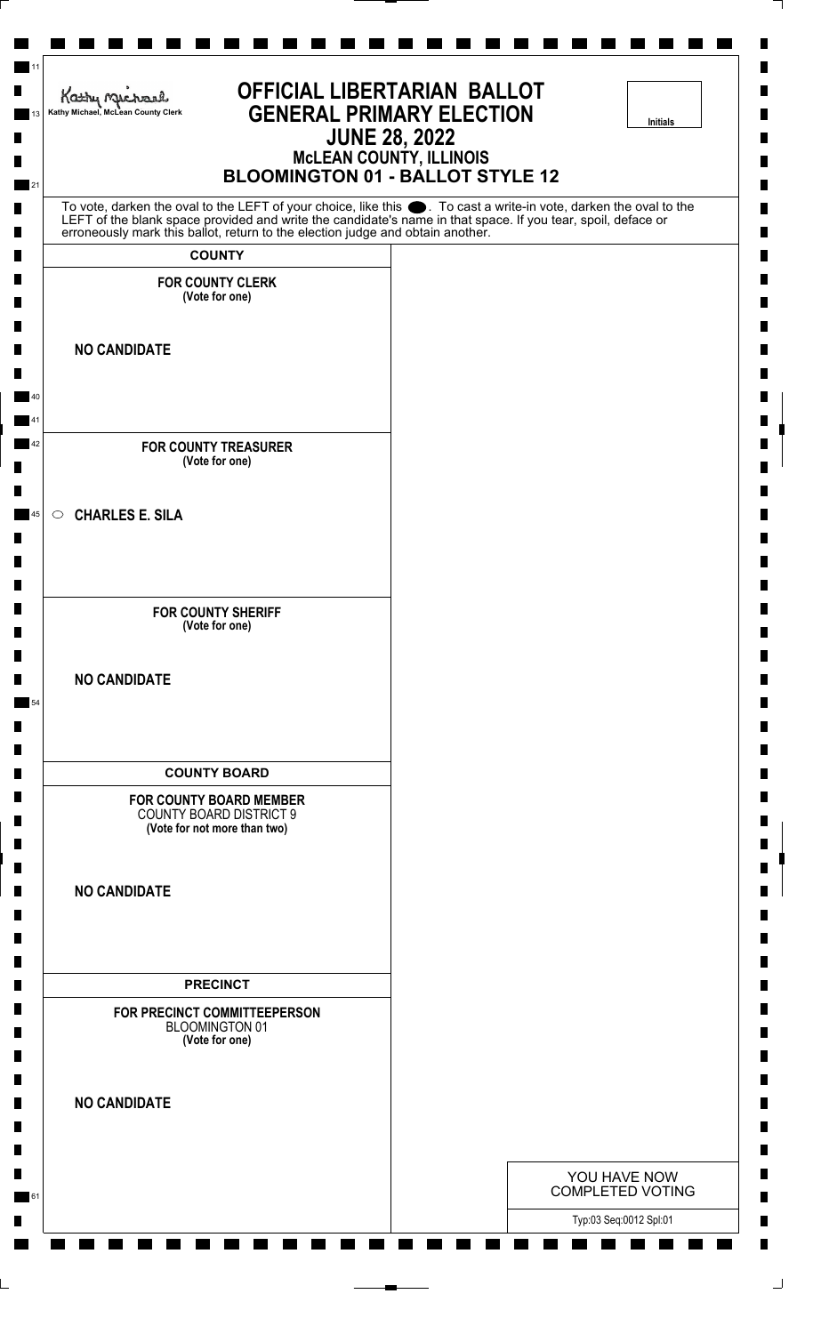Kathy Michael, McLean County Clerk

# OFFICIAL LIBERTARIAN BALLOT
# GENERAL PRIMARY ELECTION
## JUNE 28, 2022
### McLEAN COUNTY, ILLINOIS
### BLOOMINGTON 01 - BALLOT STYLE 12

Initials

To vote, darken the oval to the LEFT of your choice, like this ⬬. To cast a write-in vote, darken the oval to the LEFT of the blank space provided and write the candidate's name in that space. If you tear, spoil, deface or erroneously mark this ballot, return to the election judge and obtain another.

**COUNTY**

**FOR COUNTY CLERK**
**(Vote for one)**

**NO CANDIDATE**

**FOR COUNTY TREASURER**
**(Vote for one)**

○ **CHARLES E. SILA**

**FOR COUNTY SHERIFF**
**(Vote for one)**

**NO CANDIDATE**

**COUNTY BOARD**

**FOR COUNTY BOARD MEMBER**
COUNTY BOARD DISTRICT 9
**(Vote for not more than two)**

**NO CANDIDATE**

**PRECINCT**

**FOR PRECINCT COMMITTEEPERSON**
BLOOMINGTON 01
**(Vote for one)**

**NO CANDIDATE**

YOU HAVE NOW COMPLETED VOTING

Typ:03 Seq:0012 Spl:01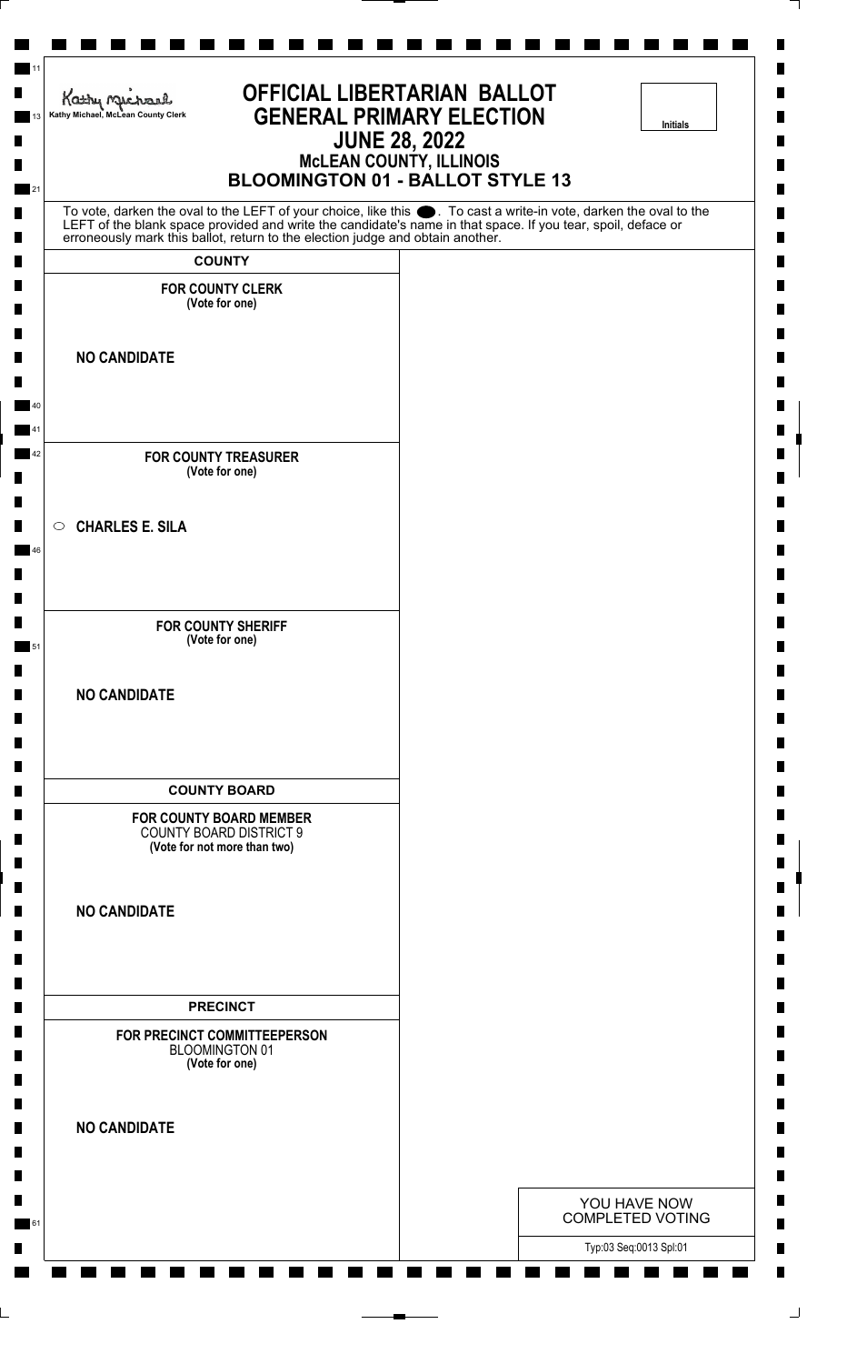Kathy Michael, McLean County Clerk

# OFFICIAL LIBERTARIAN BALLOT
## GENERAL PRIMARY ELECTION
## JUNE 28, 2022
### McLEAN COUNTY, ILLINOIS
### BLOOMINGTON 01 - BALLOT STYLE 13

Initials

To vote, darken the oval to the LEFT of your choice, like this ⬬. To cast a write-in vote, darken the oval to the LEFT of the blank space provided and write the candidate's name in that space. If you tear, spoil, deface or erroneously mark this ballot, return to the election judge and obtain another.

**COUNTY**

**FOR COUNTY CLERK**
**(Vote for one)**

**NO CANDIDATE**

**FOR COUNTY TREASURER**
**(Vote for one)**

○ **CHARLES E. SILA**

**FOR COUNTY SHERIFF**
**(Vote for one)**

**NO CANDIDATE**

**COUNTY BOARD**

**FOR COUNTY BOARD MEMBER**
COUNTY BOARD DISTRICT 9
**(Vote for not more than two)**

**NO CANDIDATE**

**PRECINCT**

**FOR PRECINCT COMMITTEEPERSON**
BLOOMINGTON 01
**(Vote for one)**

**NO CANDIDATE**

YOU HAVE NOW COMPLETED VOTING

Typ:03 Seq:0013 Spl:01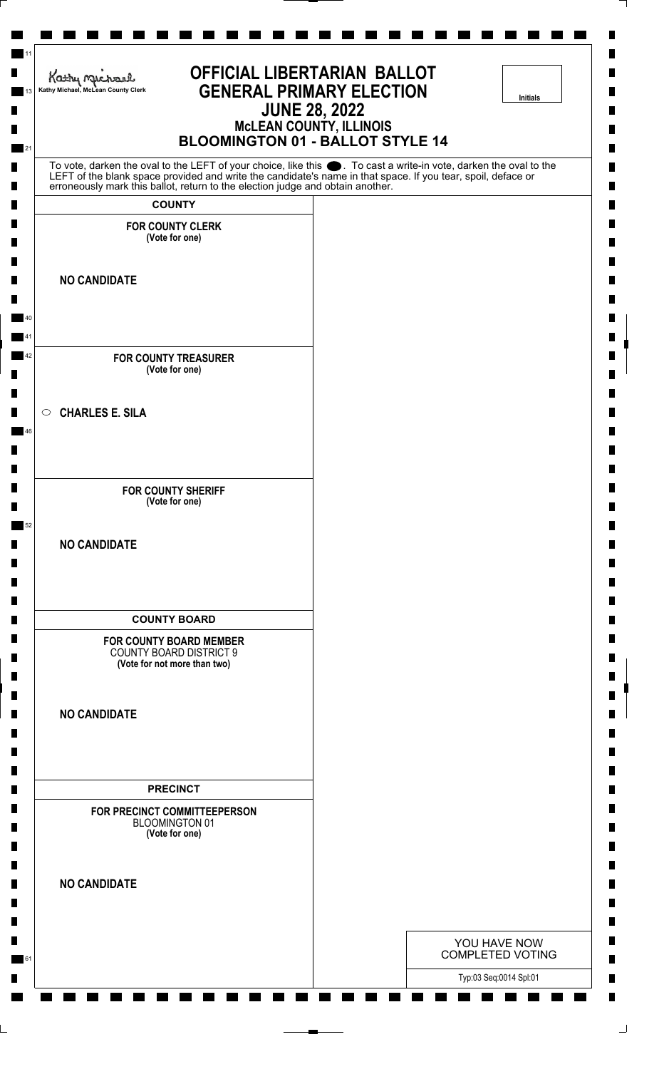Kathy Michael, McLean County Clerk

# OFFICIAL LIBERTARIAN BALLOT
## GENERAL PRIMARY ELECTION
## JUNE 28, 2022
### McLEAN COUNTY, ILLINOIS
### BLOOMINGTON 01 - BALLOT STYLE 14

Initials

To vote, darken the oval to the LEFT of your choice, like this ⬬. To cast a write-in vote, darken the oval to the LEFT of the blank space provided and write the candidate's name in that space. If you tear, spoil, deface or erroneously mark this ballot, return to the election judge and obtain another.

**COUNTY**

**FOR COUNTY CLERK**
**(Vote for one)**

**NO CANDIDATE**

**FOR COUNTY TREASURER**
**(Vote for one)**

○ **CHARLES E. SILA**

**FOR COUNTY SHERIFF**
**(Vote for one)**

**NO CANDIDATE**

**COUNTY BOARD**

**FOR COUNTY BOARD MEMBER**
COUNTY BOARD DISTRICT 9
**(Vote for not more than two)**

**NO CANDIDATE**

**PRECINCT**

**FOR PRECINCT COMMITTEEPERSON**
BLOOMINGTON 01
**(Vote for one)**

**NO CANDIDATE**

YOU HAVE NOW COMPLETED VOTING

Typ:03 Seq:0014 Spl:01